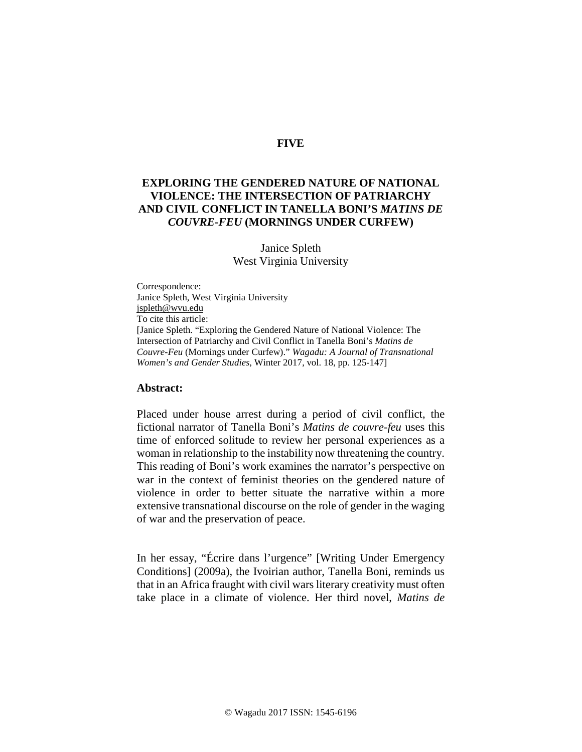**FIVE**

# EXPLORING THE GENDERED NATURE OF NATIONAL VIOLENCE: THE INTERSECTION OF PATRIARCHY AND CIVIL CONFLICT IN TANELLA BONI'S *MATINS DE COUVRE-FEU* (MORNINGS UNDER CURFEW)

Janice Spleth
West Virginia University

Correspondence:
Janice Spleth, West Virginia University
jspleth@wvu.edu
To cite this article:
[Janice Spleth. "Exploring the Gendered Nature of National Violence: The Intersection of Patriarchy and Civil Conflict in Tanella Boni's *Matins de Couvre-Feu* (Mornings under Curfew)." *Wagadu: A Journal of Transnational Women's and Gender Studies*, Winter 2017, vol. 18, pp. 125-147]

**Abstract:**

Placed under house arrest during a period of civil conflict, the fictional narrator of Tanella Boni's *Matins de couvre-feu* uses this time of enforced solitude to review her personal experiences as a woman in relationship to the instability now threatening the country. This reading of Boni's work examines the narrator's perspective on war in the context of feminist theories on the gendered nature of violence in order to better situate the narrative within a more extensive transnational discourse on the role of gender in the waging of war and the preservation of peace.

In her essay, "Écrire dans l'urgence" [Writing Under Emergency Conditions] (2009a), the Ivoirian author, Tanella Boni, reminds us that in an Africa fraught with civil wars literary creativity must often take place in a climate of violence. Her third novel, *Matins de*

© Wagadu 2017 ISSN: 1545-6196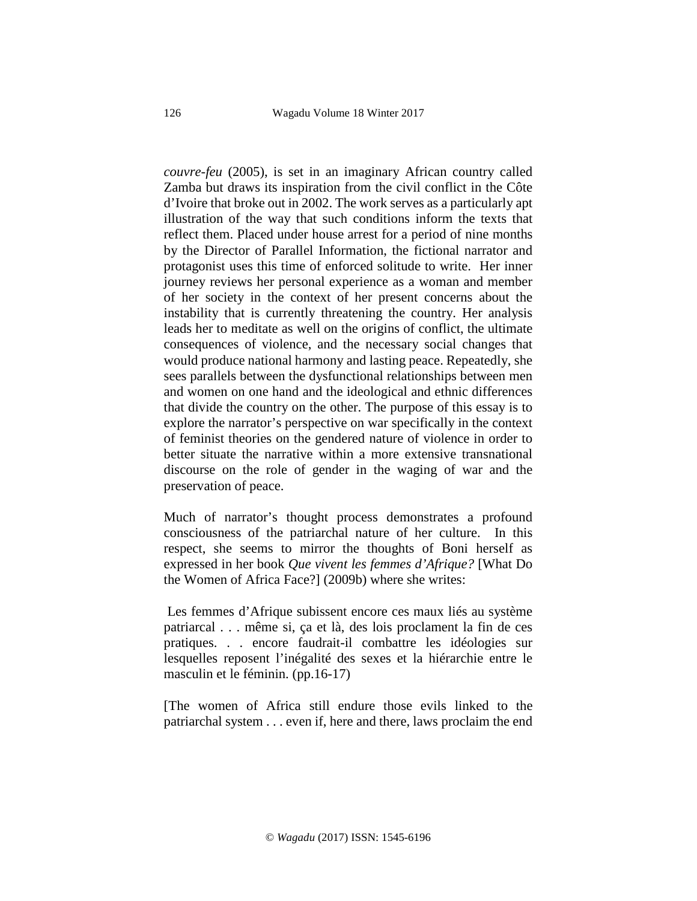*couvre-feu* (2005), is set in an imaginary African country called Zamba but draws its inspiration from the civil conflict in the Côte d'Ivoire that broke out in 2002. The work serves as a particularly apt illustration of the way that such conditions inform the texts that reflect them. Placed under house arrest for a period of nine months by the Director of Parallel Information, the fictional narrator and protagonist uses this time of enforced solitude to write. Her inner journey reviews her personal experience as a woman and member of her society in the context of her present concerns about the instability that is currently threatening the country. Her analysis leads her to meditate as well on the origins of conflict, the ultimate consequences of violence, and the necessary social changes that would produce national harmony and lasting peace. Repeatedly, she sees parallels between the dysfunctional relationships between men and women on one hand and the ideological and ethnic differences that divide the country on the other. The purpose of this essay is to explore the narrator's perspective on war specifically in the context of feminist theories on the gendered nature of violence in order to better situate the narrative within a more extensive transnational discourse on the role of gender in the waging of war and the preservation of peace.

Much of narrator's thought process demonstrates a profound consciousness of the patriarchal nature of her culture. In this respect, she seems to mirror the thoughts of Boni herself as expressed in her book *Que vivent les femmes d'Afrique?* [What Do the Women of Africa Face?] (2009b) where she writes:

> Les femmes d'Afrique subissent encore ces maux liés au système patriarcal . . . même si, ça et là, des lois proclament la fin de ces pratiques. . . encore faudrait-il combattre les idéologies sur lesquelles reposent l'inégalité des sexes et la hiérarchie entre le masculin et le féminin. (pp.16-17)

> [The women of Africa still endure those evils linked to the patriarchal system . . . even if, here and there, laws proclaim the end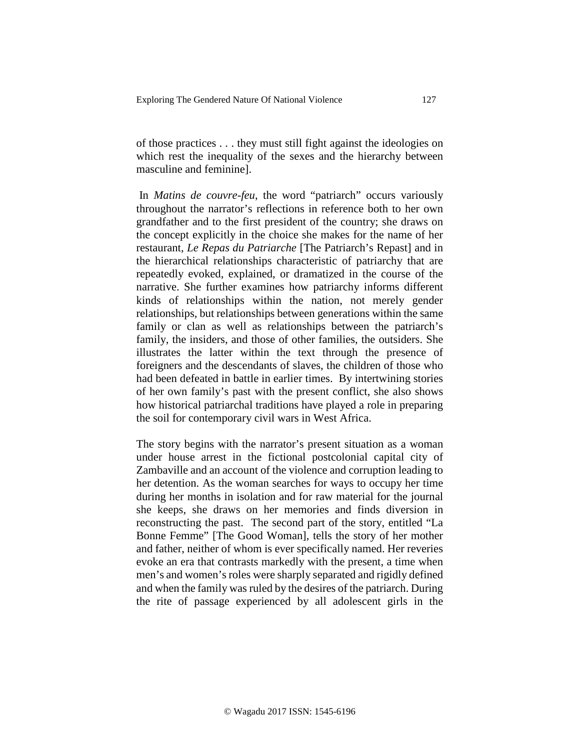of those practices . . . they must still fight against the ideologies on which rest the inequality of the sexes and the hierarchy between masculine and feminine].

In *Matins de couvre-feu*, the word "patriarch" occurs variously throughout the narrator's reflections in reference both to her own grandfather and to the first president of the country; she draws on the concept explicitly in the choice she makes for the name of her restaurant, *Le Repas du Patriarche* [The Patriarch's Repast] and in the hierarchical relationships characteristic of patriarchy that are repeatedly evoked, explained, or dramatized in the course of the narrative. She further examines how patriarchy informs different kinds of relationships within the nation, not merely gender relationships, but relationships between generations within the same family or clan as well as relationships between the patriarch's family, the insiders, and those of other families, the outsiders. She illustrates the latter within the text through the presence of foreigners and the descendants of slaves, the children of those who had been defeated in battle in earlier times. By intertwining stories of her own family's past with the present conflict, she also shows how historical patriarchal traditions have played a role in preparing the soil for contemporary civil wars in West Africa.

The story begins with the narrator's present situation as a woman under house arrest in the fictional postcolonial capital city of Zambaville and an account of the violence and corruption leading to her detention. As the woman searches for ways to occupy her time during her months in isolation and for raw material for the journal she keeps, she draws on her memories and finds diversion in reconstructing the past. The second part of the story, entitled "La Bonne Femme" [The Good Woman], tells the story of her mother and father, neither of whom is ever specifically named. Her reveries evoke an era that contrasts markedly with the present, a time when men's and women's roles were sharply separated and rigidly defined and when the family was ruled by the desires of the patriarch. During the rite of passage experienced by all adolescent girls in the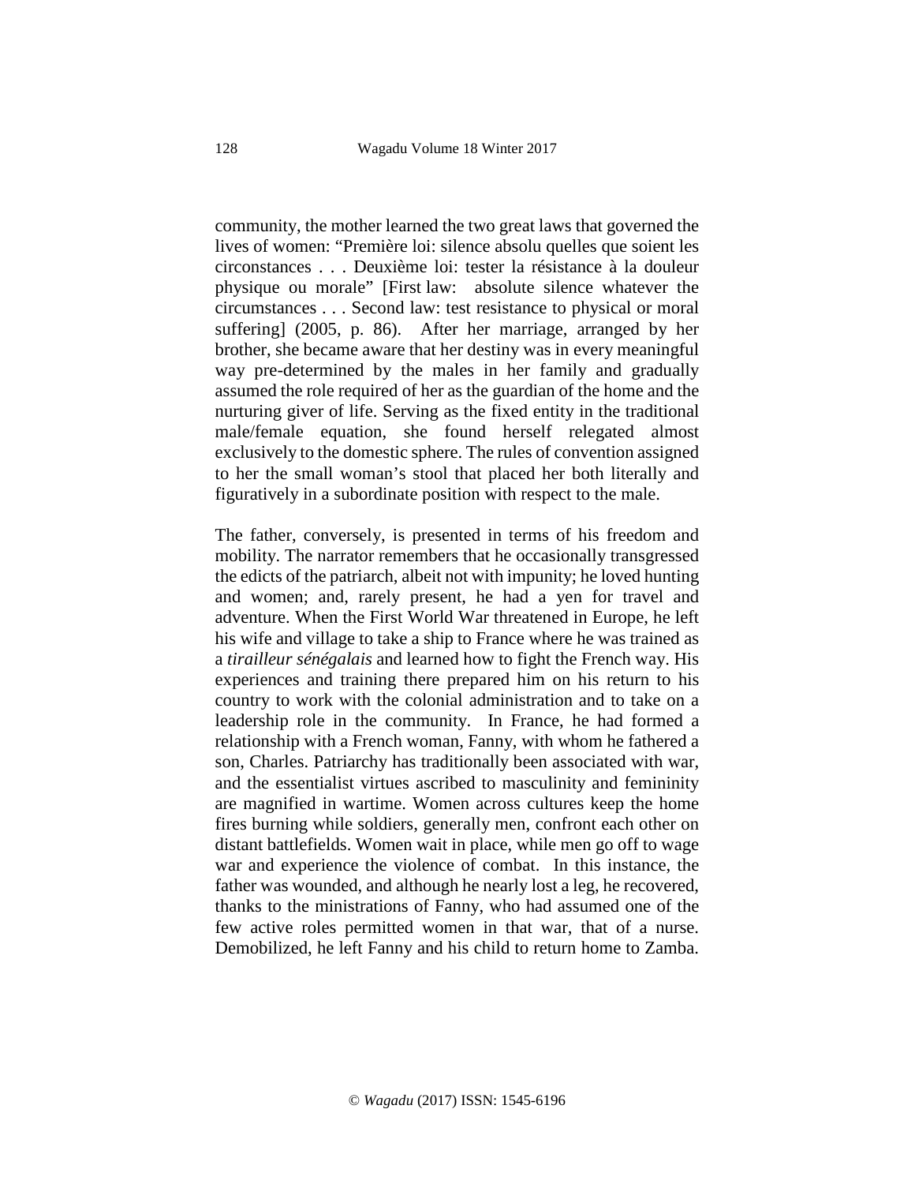community, the mother learned the two great laws that governed the lives of women: "Première loi: silence absolu quelles que soient les circonstances . . . Deuxième loi: tester la résistance à la douleur physique ou morale" [First law: absolute silence whatever the circumstances . . . Second law: test resistance to physical or moral suffering] (2005, p. 86). After her marriage, arranged by her brother, she became aware that her destiny was in every meaningful way pre-determined by the males in her family and gradually assumed the role required of her as the guardian of the home and the nurturing giver of life. Serving as the fixed entity in the traditional male/female equation, she found herself relegated almost exclusively to the domestic sphere. The rules of convention assigned to her the small woman's stool that placed her both literally and figuratively in a subordinate position with respect to the male.

The father, conversely, is presented in terms of his freedom and mobility. The narrator remembers that he occasionally transgressed the edicts of the patriarch, albeit not with impunity; he loved hunting and women; and, rarely present, he had a yen for travel and adventure. When the First World War threatened in Europe, he left his wife and village to take a ship to France where he was trained as a *tirailleur sénégalais* and learned how to fight the French way. His experiences and training there prepared him on his return to his country to work with the colonial administration and to take on a leadership role in the community. In France, he had formed a relationship with a French woman, Fanny, with whom he fathered a son, Charles. Patriarchy has traditionally been associated with war, and the essentialist virtues ascribed to masculinity and femininity are magnified in wartime. Women across cultures keep the home fires burning while soldiers, generally men, confront each other on distant battlefields. Women wait in place, while men go off to wage war and experience the violence of combat. In this instance, the father was wounded, and although he nearly lost a leg, he recovered, thanks to the ministrations of Fanny, who had assumed one of the few active roles permitted women in that war, that of a nurse. Demobilized, he left Fanny and his child to return home to Zamba.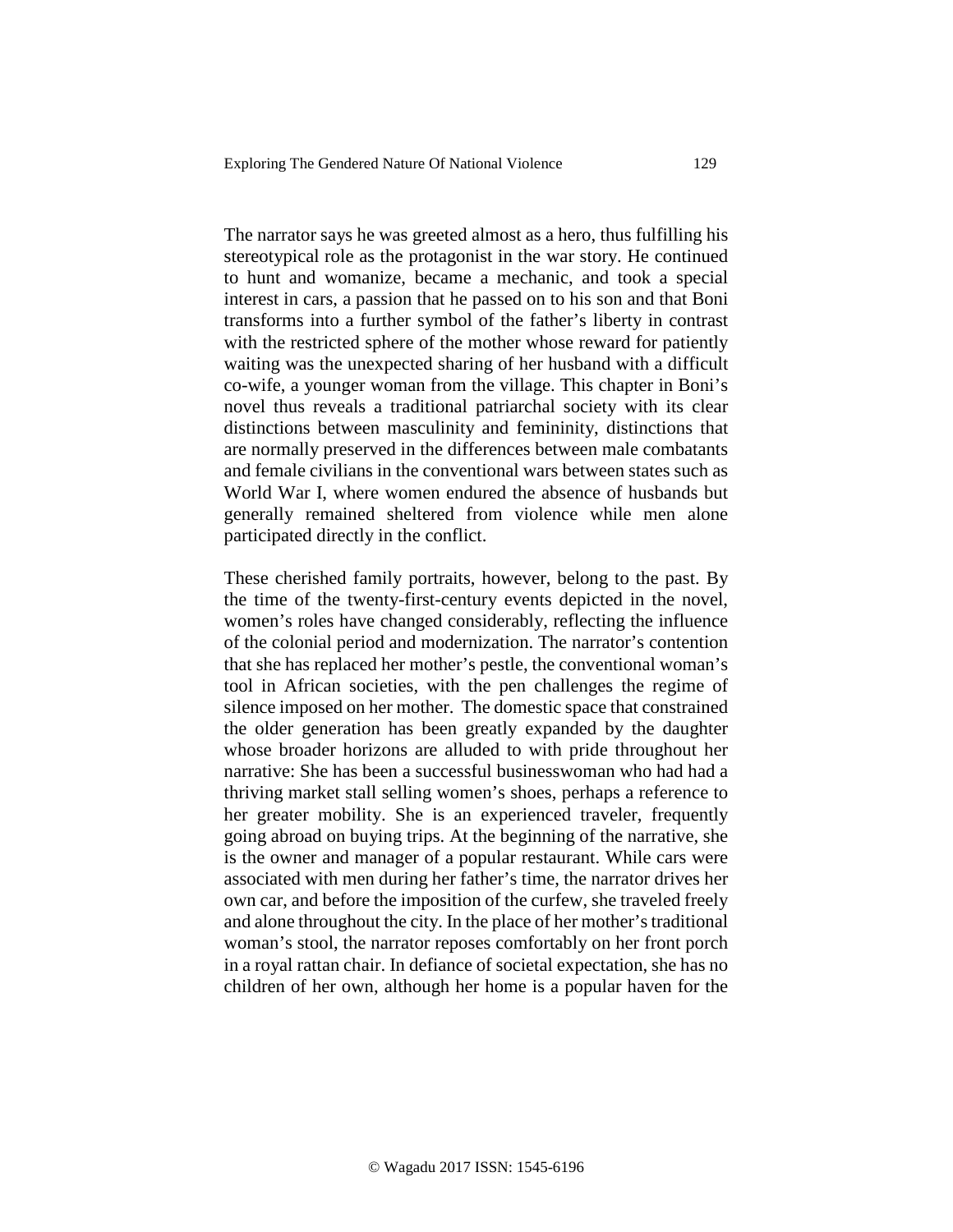The narrator says he was greeted almost as a hero, thus fulfilling his stereotypical role as the protagonist in the war story. He continued to hunt and womanize, became a mechanic, and took a special interest in cars, a passion that he passed on to his son and that Boni transforms into a further symbol of the father's liberty in contrast with the restricted sphere of the mother whose reward for patiently waiting was the unexpected sharing of her husband with a difficult co-wife, a younger woman from the village. This chapter in Boni's novel thus reveals a traditional patriarchal society with its clear distinctions between masculinity and femininity, distinctions that are normally preserved in the differences between male combatants and female civilians in the conventional wars between states such as World War I, where women endured the absence of husbands but generally remained sheltered from violence while men alone participated directly in the conflict.

These cherished family portraits, however, belong to the past. By the time of the twenty-first-century events depicted in the novel, women's roles have changed considerably, reflecting the influence of the colonial period and modernization. The narrator's contention that she has replaced her mother's pestle, the conventional woman's tool in African societies, with the pen challenges the regime of silence imposed on her mother. The domestic space that constrained the older generation has been greatly expanded by the daughter whose broader horizons are alluded to with pride throughout her narrative: She has been a successful businesswoman who had had a thriving market stall selling women's shoes, perhaps a reference to her greater mobility. She is an experienced traveler, frequently going abroad on buying trips. At the beginning of the narrative, she is the owner and manager of a popular restaurant. While cars were associated with men during her father's time, the narrator drives her own car, and before the imposition of the curfew, she traveled freely and alone throughout the city. In the place of her mother's traditional woman's stool, the narrator reposes comfortably on her front porch in a royal rattan chair. In defiance of societal expectation, she has no children of her own, although her home is a popular haven for the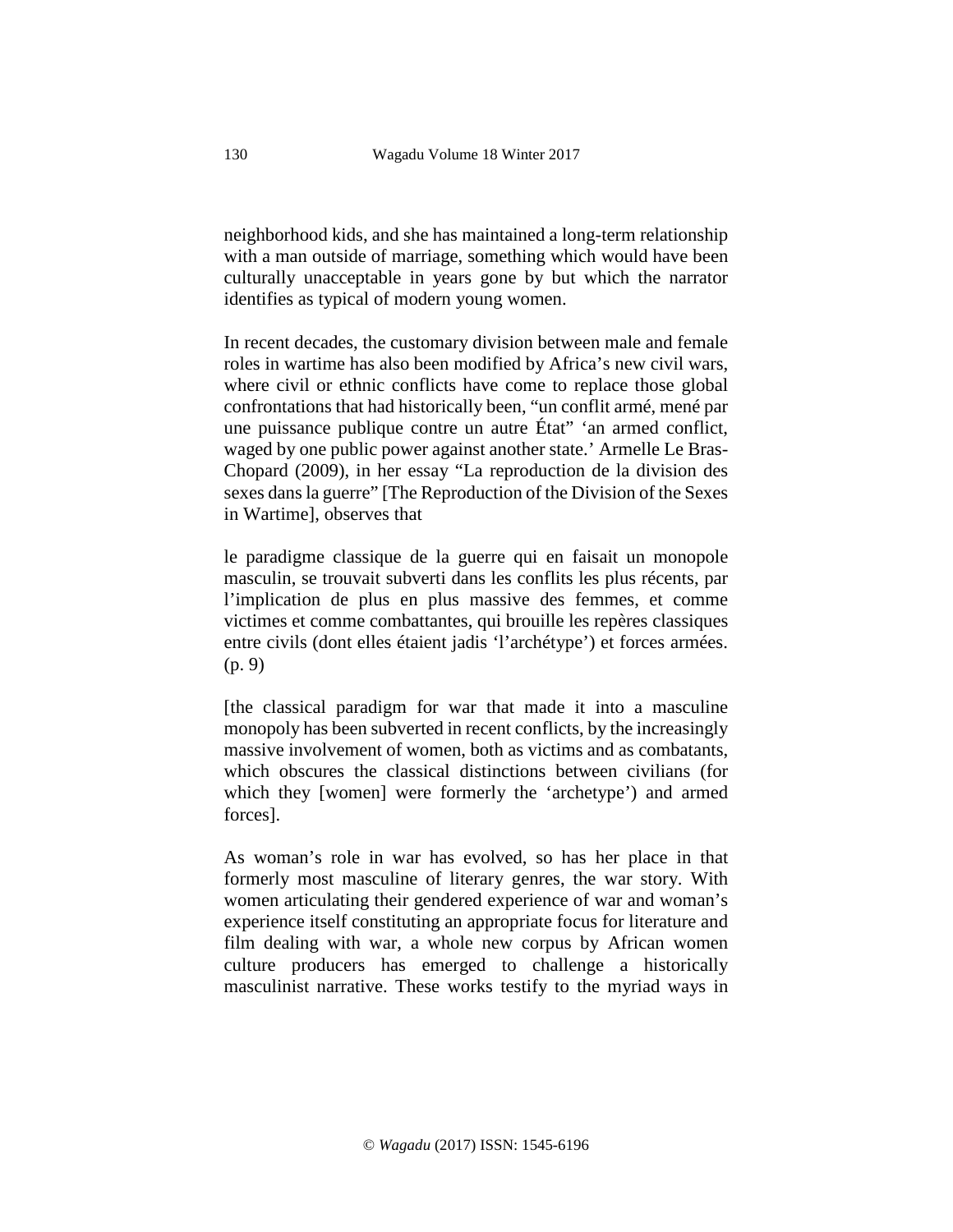neighborhood kids, and she has maintained a long-term relationship with a man outside of marriage, something which would have been culturally unacceptable in years gone by but which the narrator identifies as typical of modern young women.

In recent decades, the customary division between male and female roles in wartime has also been modified by Africa's new civil wars, where civil or ethnic conflicts have come to replace those global confrontations that had historically been, "un conflit armé, mené par une puissance publique contre un autre État" 'an armed conflict, waged by one public power against another state.' Armelle Le Bras-Chopard (2009), in her essay "La reproduction de la division des sexes dans la guerre" [The Reproduction of the Division of the Sexes in Wartime], observes that

> le paradigme classique de la guerre qui en faisait un monopole masculin, se trouvait subverti dans les conflits les plus récents, par l'implication de plus en plus massive des femmes, et comme victimes et comme combattantes, qui brouille les repères classiques entre civils (dont elles étaient jadis 'l'archétype') et forces armées. (p. 9)
>
> [the classical paradigm for war that made it into a masculine monopoly has been subverted in recent conflicts, by the increasingly massive involvement of women, both as victims and as combatants, which obscures the classical distinctions between civilians (for which they [women] were formerly the 'archetype') and armed forces].

As woman's role in war has evolved, so has her place in that formerly most masculine of literary genres, the war story. With women articulating their gendered experience of war and woman's experience itself constituting an appropriate focus for literature and film dealing with war, a whole new corpus by African women culture producers has emerged to challenge a historically masculinist narrative. These works testify to the myriad ways in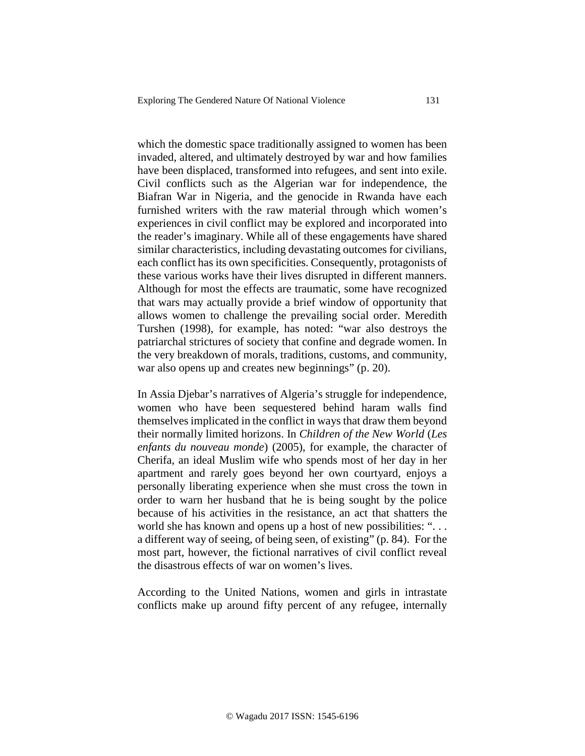which the domestic space traditionally assigned to women has been invaded, altered, and ultimately destroyed by war and how families have been displaced, transformed into refugees, and sent into exile. Civil conflicts such as the Algerian war for independence, the Biafran War in Nigeria, and the genocide in Rwanda have each furnished writers with the raw material through which women's experiences in civil conflict may be explored and incorporated into the reader's imaginary. While all of these engagements have shared similar characteristics, including devastating outcomes for civilians, each conflict has its own specificities. Consequently, protagonists of these various works have their lives disrupted in different manners. Although for most the effects are traumatic, some have recognized that wars may actually provide a brief window of opportunity that allows women to challenge the prevailing social order. Meredith Turshen (1998), for example, has noted: "war also destroys the patriarchal strictures of society that confine and degrade women. In the very breakdown of morals, traditions, customs, and community, war also opens up and creates new beginnings" (p. 20).

In Assia Djebar's narratives of Algeria's struggle for independence, women who have been sequestered behind haram walls find themselves implicated in the conflict in ways that draw them beyond their normally limited horizons. In *Children of the New World* (*Les enfants du nouveau monde*) (2005), for example, the character of Cherifa, an ideal Muslim wife who spends most of her day in her apartment and rarely goes beyond her own courtyard, enjoys a personally liberating experience when she must cross the town in order to warn her husband that he is being sought by the police because of his activities in the resistance, an act that shatters the world she has known and opens up a host of new possibilities: ". . . a different way of seeing, of being seen, of existing" (p. 84). For the most part, however, the fictional narratives of civil conflict reveal the disastrous effects of war on women's lives.

According to the United Nations, women and girls in intrastate conflicts make up around fifty percent of any refugee, internally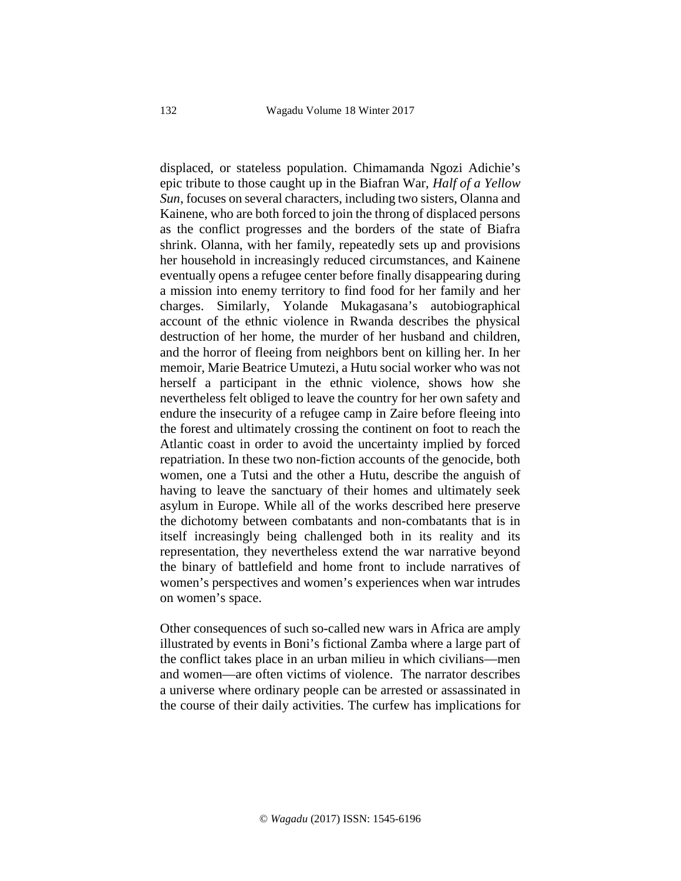displaced, or stateless population. Chimamanda Ngozi Adichie's epic tribute to those caught up in the Biafran War, *Half of a Yellow Sun*, focuses on several characters, including two sisters, Olanna and Kainene, who are both forced to join the throng of displaced persons as the conflict progresses and the borders of the state of Biafra shrink. Olanna, with her family, repeatedly sets up and provisions her household in increasingly reduced circumstances, and Kainene eventually opens a refugee center before finally disappearing during a mission into enemy territory to find food for her family and her charges. Similarly, Yolande Mukagasana's autobiographical account of the ethnic violence in Rwanda describes the physical destruction of her home, the murder of her husband and children, and the horror of fleeing from neighbors bent on killing her. In her memoir, Marie Beatrice Umutezi, a Hutu social worker who was not herself a participant in the ethnic violence, shows how she nevertheless felt obliged to leave the country for her own safety and endure the insecurity of a refugee camp in Zaire before fleeing into the forest and ultimately crossing the continent on foot to reach the Atlantic coast in order to avoid the uncertainty implied by forced repatriation. In these two non-fiction accounts of the genocide, both women, one a Tutsi and the other a Hutu, describe the anguish of having to leave the sanctuary of their homes and ultimately seek asylum in Europe. While all of the works described here preserve the dichotomy between combatants and non-combatants that is in itself increasingly being challenged both in its reality and its representation, they nevertheless extend the war narrative beyond the binary of battlefield and home front to include narratives of women's perspectives and women's experiences when war intrudes on women's space.

Other consequences of such so-called new wars in Africa are amply illustrated by events in Boni's fictional Zamba where a large part of the conflict takes place in an urban milieu in which civilians—men and women—are often victims of violence. The narrator describes a universe where ordinary people can be arrested or assassinated in the course of their daily activities. The curfew has implications for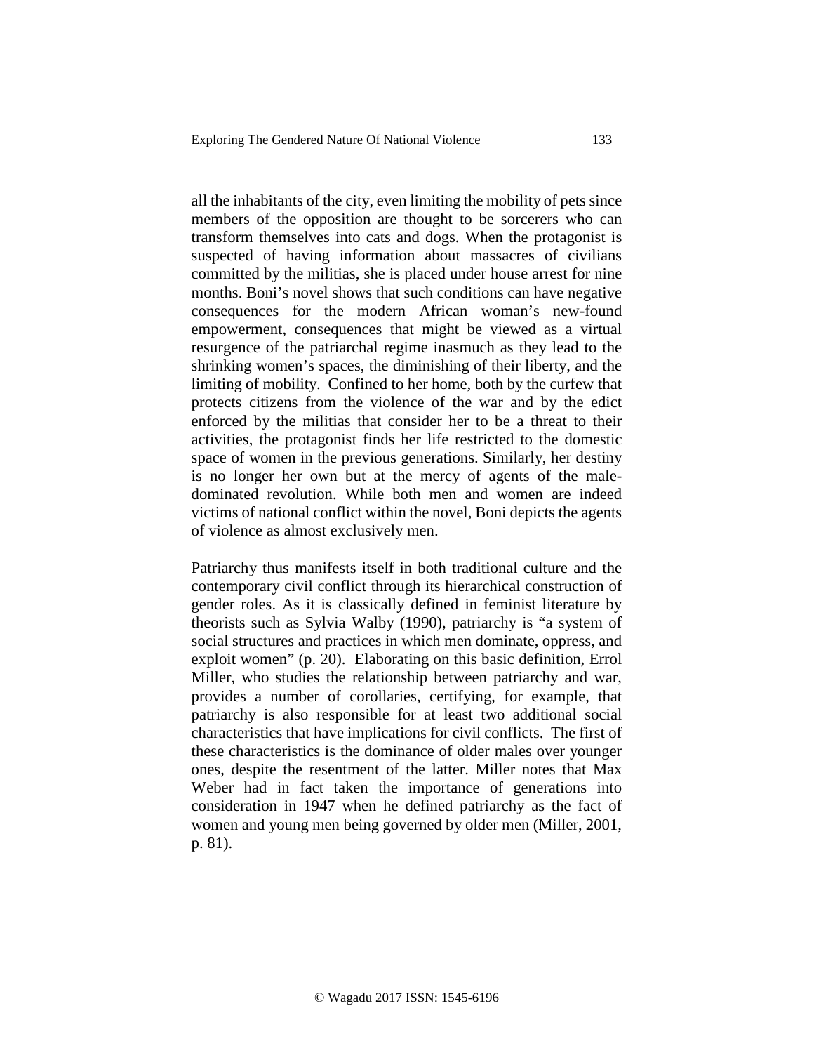all the inhabitants of the city, even limiting the mobility of pets since members of the opposition are thought to be sorcerers who can transform themselves into cats and dogs. When the protagonist is suspected of having information about massacres of civilians committed by the militias, she is placed under house arrest for nine months. Boni's novel shows that such conditions can have negative consequences for the modern African woman's new-found empowerment, consequences that might be viewed as a virtual resurgence of the patriarchal regime inasmuch as they lead to the shrinking women's spaces, the diminishing of their liberty, and the limiting of mobility. Confined to her home, both by the curfew that protects citizens from the violence of the war and by the edict enforced by the militias that consider her to be a threat to their activities, the protagonist finds her life restricted to the domestic space of women in the previous generations. Similarly, her destiny is no longer her own but at the mercy of agents of the male-dominated revolution. While both men and women are indeed victims of national conflict within the novel, Boni depicts the agents of violence as almost exclusively men.

Patriarchy thus manifests itself in both traditional culture and the contemporary civil conflict through its hierarchical construction of gender roles. As it is classically defined in feminist literature by theorists such as Sylvia Walby (1990), patriarchy is "a system of social structures and practices in which men dominate, oppress, and exploit women" (p. 20). Elaborating on this basic definition, Errol Miller, who studies the relationship between patriarchy and war, provides a number of corollaries, certifying, for example, that patriarchy is also responsible for at least two additional social characteristics that have implications for civil conflicts. The first of these characteristics is the dominance of older males over younger ones, despite the resentment of the latter. Miller notes that Max Weber had in fact taken the importance of generations into consideration in 1947 when he defined patriarchy as the fact of women and young men being governed by older men (Miller, 2001, p. 81).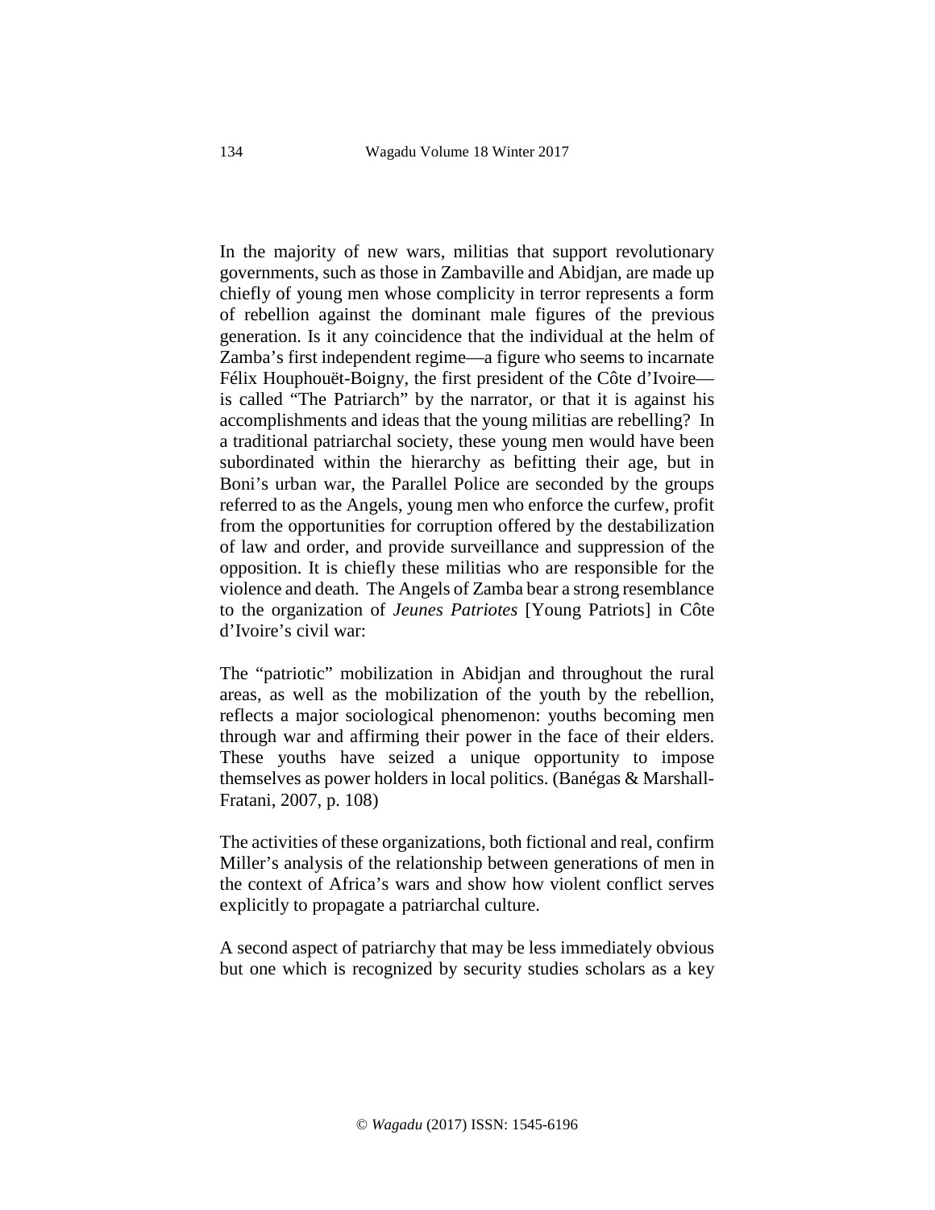In the majority of new wars, militias that support revolutionary governments, such as those in Zambaville and Abidjan, are made up chiefly of young men whose complicity in terror represents a form of rebellion against the dominant male figures of the previous generation. Is it any coincidence that the individual at the helm of Zamba's first independent regime—a figure who seems to incarnate Félix Houphouët-Boigny, the first president of the Côte d'Ivoire—is called "The Patriarch" by the narrator, or that it is against his accomplishments and ideas that the young militias are rebelling? In a traditional patriarchal society, these young men would have been subordinated within the hierarchy as befitting their age, but in Boni's urban war, the Parallel Police are seconded by the groups referred to as the Angels, young men who enforce the curfew, profit from the opportunities for corruption offered by the destabilization of law and order, and provide surveillance and suppression of the opposition. It is chiefly these militias who are responsible for the violence and death. The Angels of Zamba bear a strong resemblance to the organization of *Jeunes Patriotes* [Young Patriots] in Côte d'Ivoire's civil war:

> The "patriotic" mobilization in Abidjan and throughout the rural areas, as well as the mobilization of the youth by the rebellion, reflects a major sociological phenomenon: youths becoming men through war and affirming their power in the face of their elders. These youths have seized a unique opportunity to impose themselves as power holders in local politics. (Banégas & Marshall-Fratani, 2007, p. 108)

The activities of these organizations, both fictional and real, confirm Miller's analysis of the relationship between generations of men in the context of Africa's wars and show how violent conflict serves explicitly to propagate a patriarchal culture.

A second aspect of patriarchy that may be less immediately obvious but one which is recognized by security studies scholars as a key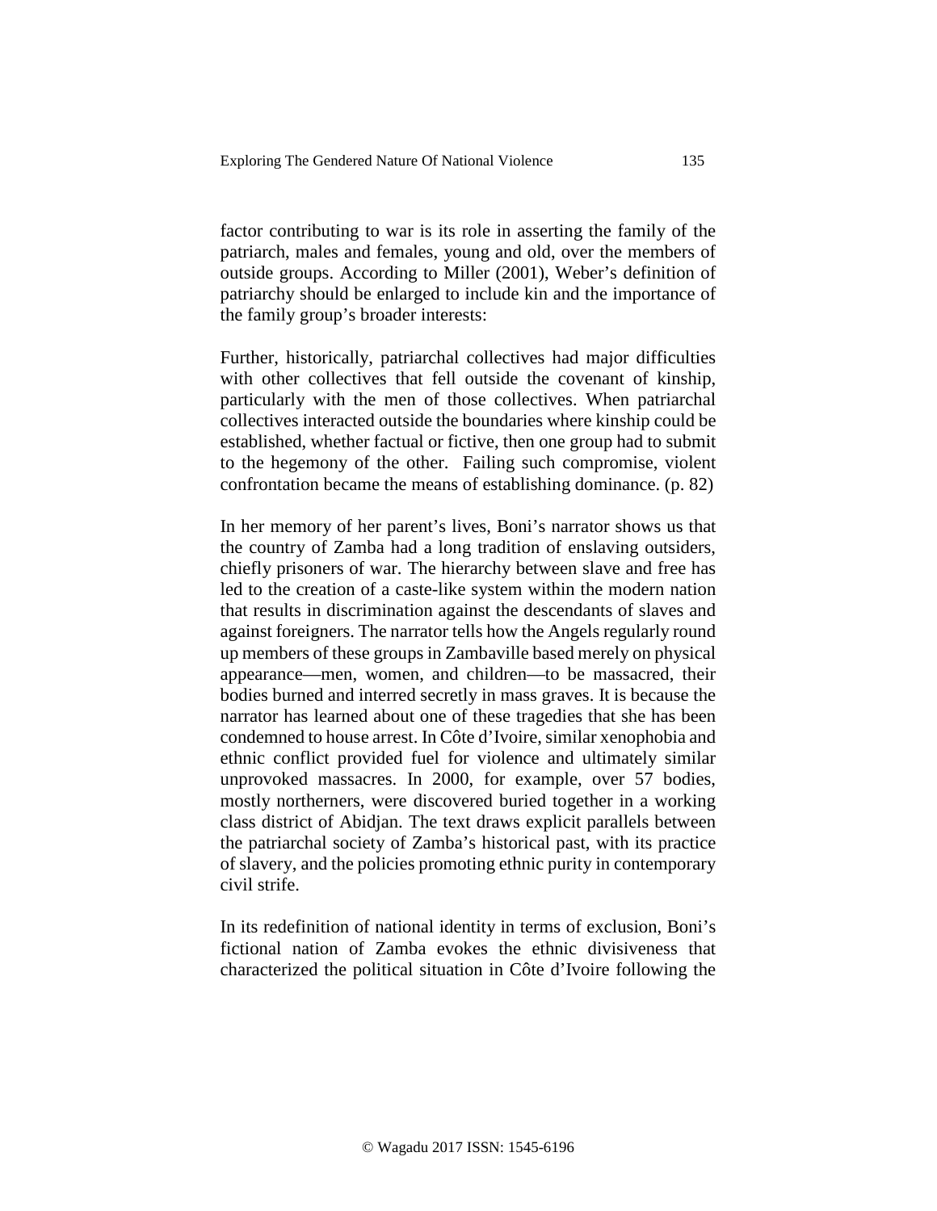factor contributing to war is its role in asserting the family of the patriarch, males and females, young and old, over the members of outside groups. According to Miller (2001), Weber's definition of patriarchy should be enlarged to include kin and the importance of the family group's broader interests:

> Further, historically, patriarchal collectives had major difficulties with other collectives that fell outside the covenant of kinship, particularly with the men of those collectives. When patriarchal collectives interacted outside the boundaries where kinship could be established, whether factual or fictive, then one group had to submit to the hegemony of the other. Failing such compromise, violent confrontation became the means of establishing dominance. (p. 82)

In her memory of her parent's lives, Boni's narrator shows us that the country of Zamba had a long tradition of enslaving outsiders, chiefly prisoners of war. The hierarchy between slave and free has led to the creation of a caste-like system within the modern nation that results in discrimination against the descendants of slaves and against foreigners. The narrator tells how the Angels regularly round up members of these groups in Zambaville based merely on physical appearance—men, women, and children—to be massacred, their bodies burned and interred secretly in mass graves. It is because the narrator has learned about one of these tragedies that she has been condemned to house arrest. In Côte d'Ivoire, similar xenophobia and ethnic conflict provided fuel for violence and ultimately similar unprovoked massacres. In 2000, for example, over 57 bodies, mostly northerners, were discovered buried together in a working class district of Abidjan. The text draws explicit parallels between the patriarchal society of Zamba's historical past, with its practice of slavery, and the policies promoting ethnic purity in contemporary civil strife.

In its redefinition of national identity in terms of exclusion, Boni's fictional nation of Zamba evokes the ethnic divisiveness that characterized the political situation in Côte d'Ivoire following the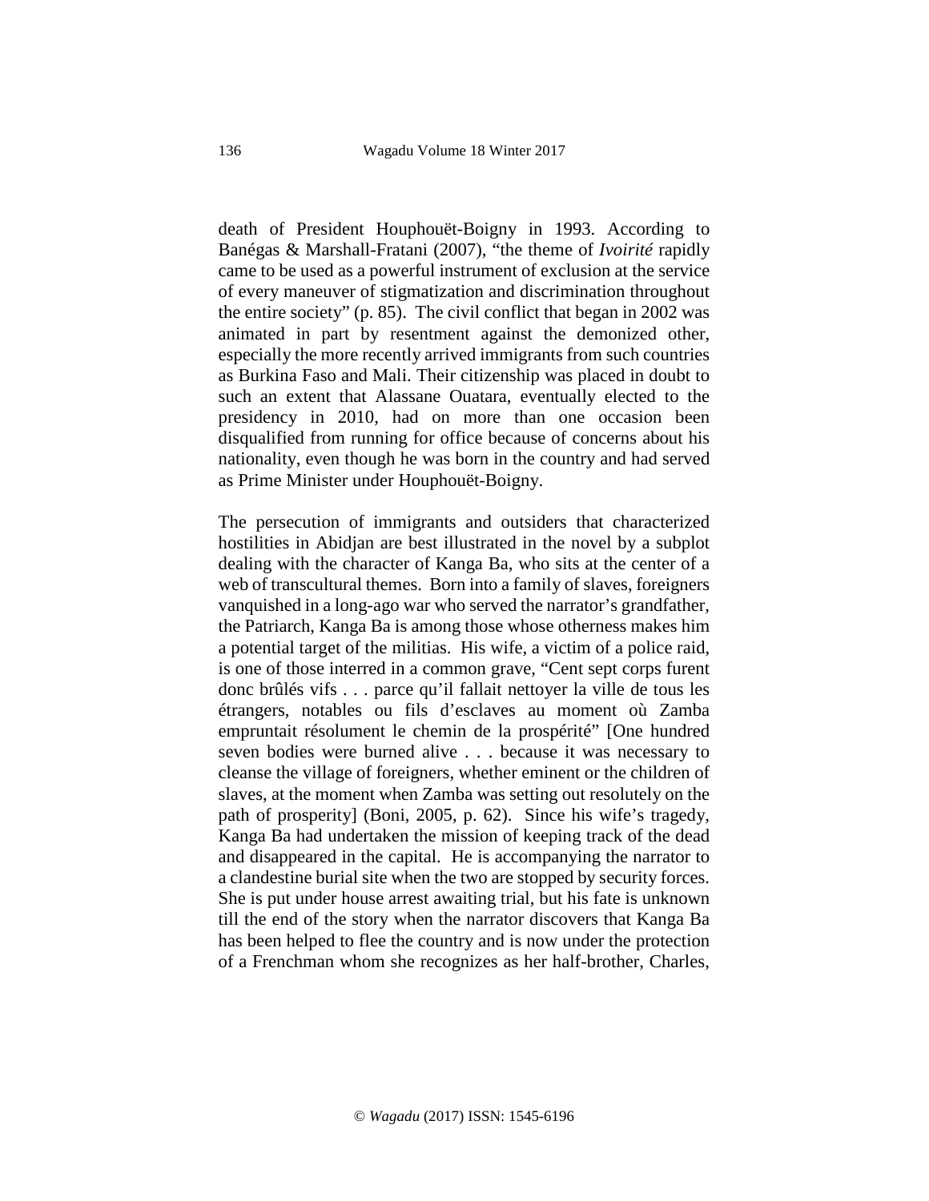death of President Houphouët-Boigny in 1993. According to Banégas & Marshall-Fratani (2007), "the theme of *Ivoirité* rapidly came to be used as a powerful instrument of exclusion at the service of every maneuver of stigmatization and discrimination throughout the entire society" (p. 85). The civil conflict that began in 2002 was animated in part by resentment against the demonized other, especially the more recently arrived immigrants from such countries as Burkina Faso and Mali. Their citizenship was placed in doubt to such an extent that Alassane Ouatara, eventually elected to the presidency in 2010, had on more than one occasion been disqualified from running for office because of concerns about his nationality, even though he was born in the country and had served as Prime Minister under Houphouët-Boigny.

The persecution of immigrants and outsiders that characterized hostilities in Abidjan are best illustrated in the novel by a subplot dealing with the character of Kanga Ba, who sits at the center of a web of transcultural themes. Born into a family of slaves, foreigners vanquished in a long-ago war who served the narrator's grandfather, the Patriarch, Kanga Ba is among those whose otherness makes him a potential target of the militias. His wife, a victim of a police raid, is one of those interred in a common grave, "Cent sept corps furent donc brûlés vifs . . . parce qu'il fallait nettoyer la ville de tous les étrangers, notables ou fils d'esclaves au moment où Zamba empruntait résolument le chemin de la prospérité" [One hundred seven bodies were burned alive . . . because it was necessary to cleanse the village of foreigners, whether eminent or the children of slaves, at the moment when Zamba was setting out resolutely on the path of prosperity] (Boni, 2005, p. 62). Since his wife's tragedy, Kanga Ba had undertaken the mission of keeping track of the dead and disappeared in the capital. He is accompanying the narrator to a clandestine burial site when the two are stopped by security forces. She is put under house arrest awaiting trial, but his fate is unknown till the end of the story when the narrator discovers that Kanga Ba has been helped to flee the country and is now under the protection of a Frenchman whom she recognizes as her half-brother, Charles,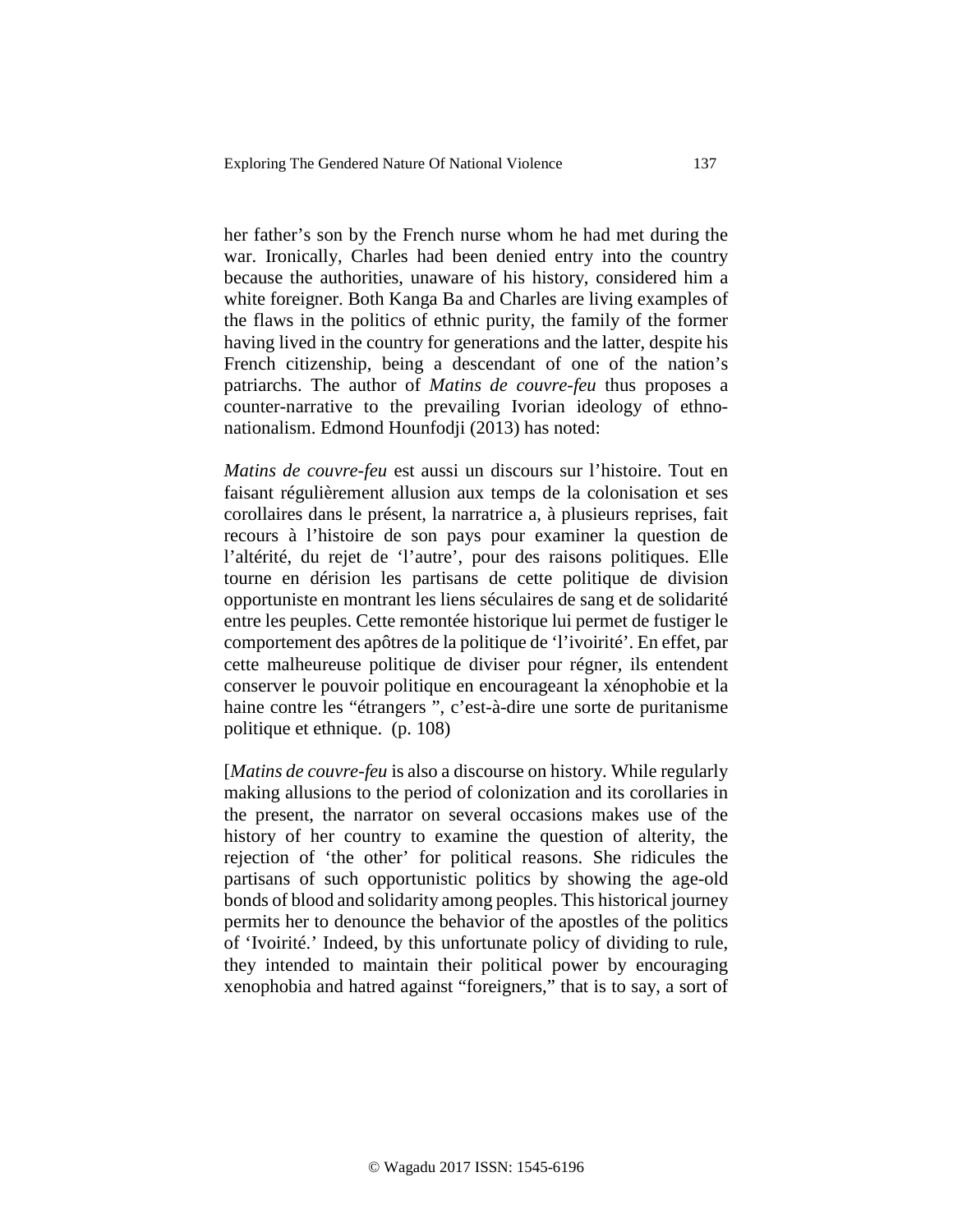her father's son by the French nurse whom he had met during the war. Ironically, Charles had been denied entry into the country because the authorities, unaware of his history, considered him a white foreigner. Both Kanga Ba and Charles are living examples of the flaws in the politics of ethnic purity, the family of the former having lived in the country for generations and the latter, despite his French citizenship, being a descendant of one of the nation's patriarchs. The author of *Matins de couvre-feu* thus proposes a counter-narrative to the prevailing Ivorian ideology of ethno-nationalism. Edmond Hounfodji (2013) has noted:

*Matins de couvre-feu* est aussi un discours sur l'histoire. Tout en faisant régulièrement allusion aux temps de la colonisation et ses corollaires dans le présent, la narratrice a, à plusieurs reprises, fait recours à l'histoire de son pays pour examiner la question de l'altérité, du rejet de 'l'autre', pour des raisons politiques. Elle tourne en dérision les partisans de cette politique de division opportuniste en montrant les liens séculaires de sang et de solidarité entre les peuples. Cette remontée historique lui permet de fustiger le comportement des apôtres de la politique de 'l'ivoirité'. En effet, par cette malheureuse politique de diviser pour régner, ils entendent conserver le pouvoir politique en encourageant la xénophobie et la haine contre les "étrangers ", c'est-à-dire une sorte de puritanisme politique et ethnique. (p. 108)

[*Matins de couvre-feu* is also a discourse on history. While regularly making allusions to the period of colonization and its corollaries in the present, the narrator on several occasions makes use of the history of her country to examine the question of alterity, the rejection of 'the other' for political reasons. She ridicules the partisans of such opportunistic politics by showing the age-old bonds of blood and solidarity among peoples. This historical journey permits her to denounce the behavior of the apostles of the politics of 'Ivoirité.' Indeed, by this unfortunate policy of dividing to rule, they intended to maintain their political power by encouraging xenophobia and hatred against "foreigners," that is to say, a sort of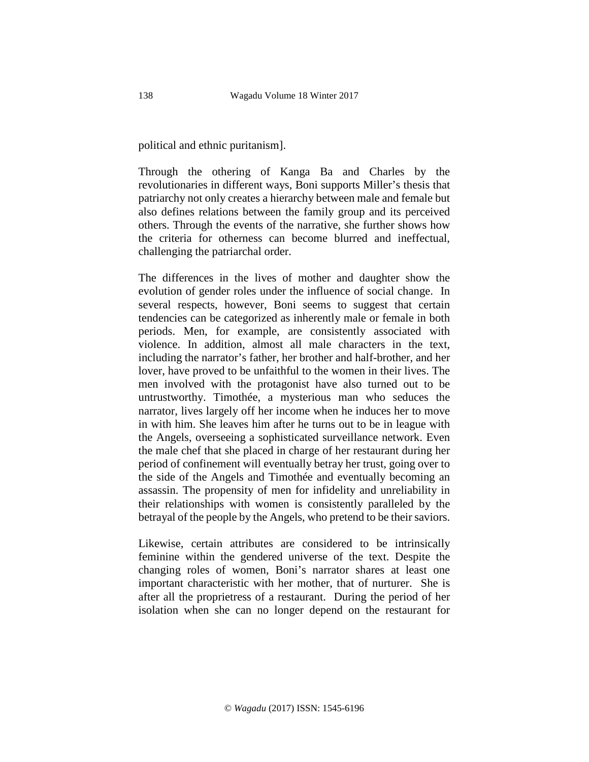political and ethnic puritanism].

Through the othering of Kanga Ba and Charles by the revolutionaries in different ways, Boni supports Miller's thesis that patriarchy not only creates a hierarchy between male and female but also defines relations between the family group and its perceived others. Through the events of the narrative, she further shows how the criteria for otherness can become blurred and ineffectual, challenging the patriarchal order.

The differences in the lives of mother and daughter show the evolution of gender roles under the influence of social change. In several respects, however, Boni seems to suggest that certain tendencies can be categorized as inherently male or female in both periods. Men, for example, are consistently associated with violence. In addition, almost all male characters in the text, including the narrator's father, her brother and half-brother, and her lover, have proved to be unfaithful to the women in their lives. The men involved with the protagonist have also turned out to be untrustworthy. Timothée, a mysterious man who seduces the narrator, lives largely off her income when he induces her to move in with him. She leaves him after he turns out to be in league with the Angels, overseeing a sophisticated surveillance network. Even the male chef that she placed in charge of her restaurant during her period of confinement will eventually betray her trust, going over to the side of the Angels and Timothée and eventually becoming an assassin. The propensity of men for infidelity and unreliability in their relationships with women is consistently paralleled by the betrayal of the people by the Angels, who pretend to be their saviors.

Likewise, certain attributes are considered to be intrinsically feminine within the gendered universe of the text. Despite the changing roles of women, Boni's narrator shares at least one important characteristic with her mother, that of nurturer. She is after all the proprietress of a restaurant. During the period of her isolation when she can no longer depend on the restaurant for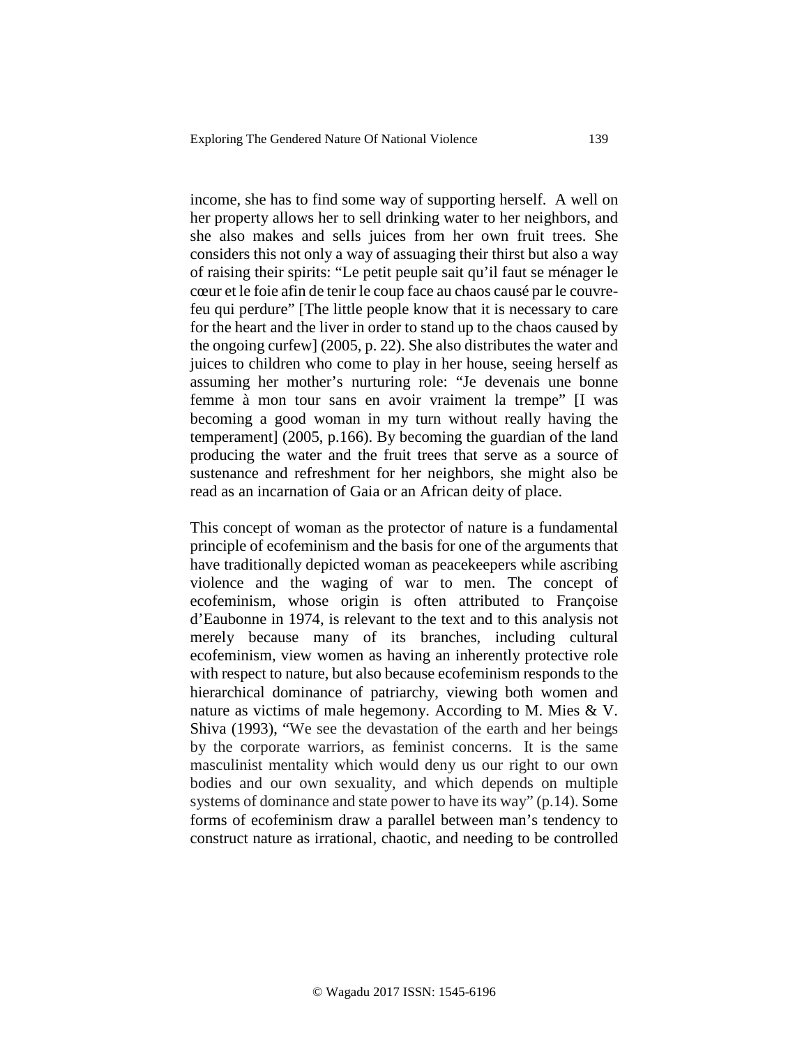income, she has to find some way of supporting herself. A well on her property allows her to sell drinking water to her neighbors, and she also makes and sells juices from her own fruit trees. She considers this not only a way of assuaging their thirst but also a way of raising their spirits: "Le petit peuple sait qu'il faut se ménager le cœur et le foie afin de tenir le coup face au chaos causé par le couvre-feu qui perdure" [The little people know that it is necessary to care for the heart and the liver in order to stand up to the chaos caused by the ongoing curfew] (2005, p. 22). She also distributes the water and juices to children who come to play in her house, seeing herself as assuming her mother's nurturing role: "Je devenais une bonne femme à mon tour sans en avoir vraiment la trempe" [I was becoming a good woman in my turn without really having the temperament] (2005, p.166). By becoming the guardian of the land producing the water and the fruit trees that serve as a source of sustenance and refreshment for her neighbors, she might also be read as an incarnation of Gaia or an African deity of place.

This concept of woman as the protector of nature is a fundamental principle of ecofeminism and the basis for one of the arguments that have traditionally depicted woman as peacekeepers while ascribing violence and the waging of war to men. The concept of ecofeminism, whose origin is often attributed to Françoise d'Eaubonne in 1974, is relevant to the text and to this analysis not merely because many of its branches, including cultural ecofeminism, view women as having an inherently protective role with respect to nature, but also because ecofeminism responds to the hierarchical dominance of patriarchy, viewing both women and nature as victims of male hegemony. According to M. Mies & V. Shiva (1993), "We see the devastation of the earth and her beings by the corporate warriors, as feminist concerns. It is the same masculinist mentality which would deny us our right to our own bodies and our own sexuality, and which depends on multiple systems of dominance and state power to have its way" (p.14). Some forms of ecofeminism draw a parallel between man's tendency to construct nature as irrational, chaotic, and needing to be controlled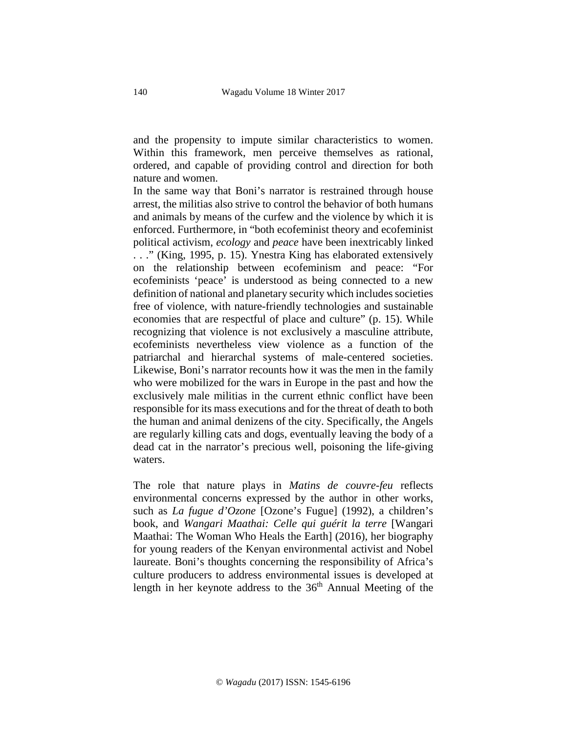and the propensity to impute similar characteristics to women. Within this framework, men perceive themselves as rational, ordered, and capable of providing control and direction for both nature and women.

In the same way that Boni's narrator is restrained through house arrest, the militias also strive to control the behavior of both humans and animals by means of the curfew and the violence by which it is enforced. Furthermore, in "both ecofeminist theory and ecofeminist political activism, *ecology* and *peace* have been inextricably linked . . ." (King, 1995, p. 15). Ynestra King has elaborated extensively on the relationship between ecofeminism and peace: "For ecofeminists 'peace' is understood as being connected to a new definition of national and planetary security which includes societies free of violence, with nature-friendly technologies and sustainable economies that are respectful of place and culture" (p. 15). While recognizing that violence is not exclusively a masculine attribute, ecofeminists nevertheless view violence as a function of the patriarchal and hierarchal systems of male-centered societies. Likewise, Boni's narrator recounts how it was the men in the family who were mobilized for the wars in Europe in the past and how the exclusively male militias in the current ethnic conflict have been responsible for its mass executions and for the threat of death to both the human and animal denizens of the city. Specifically, the Angels are regularly killing cats and dogs, eventually leaving the body of a dead cat in the narrator's precious well, poisoning the life-giving waters.

The role that nature plays in *Matins de couvre-feu* reflects environmental concerns expressed by the author in other works, such as *La fugue d'Ozone* [Ozone's Fugue] (1992), a children's book, and *Wangari Maathai: Celle qui guérit la terre* [Wangari Maathai: The Woman Who Heals the Earth] (2016), her biography for young readers of the Kenyan environmental activist and Nobel laureate. Boni's thoughts concerning the responsibility of Africa's culture producers to address environmental issues is developed at length in her keynote address to the 36th Annual Meeting of the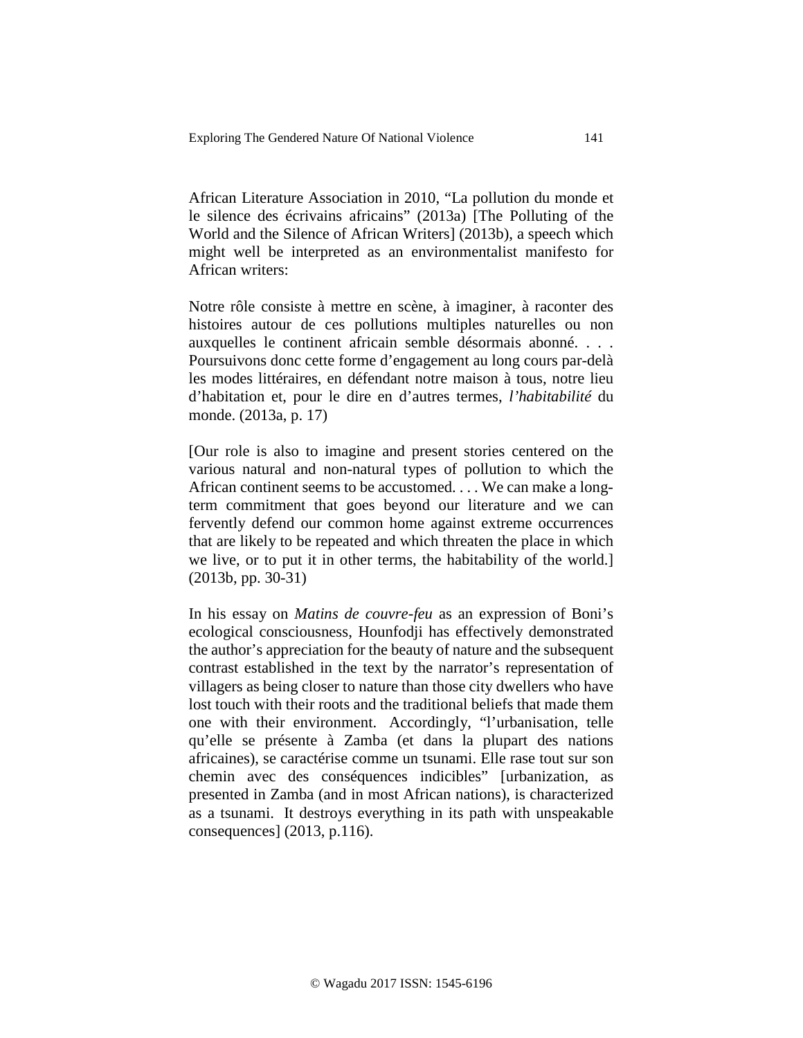African Literature Association in 2010, "La pollution du monde et le silence des écrivains africains" (2013a) [The Polluting of the World and the Silence of African Writers] (2013b), a speech which might well be interpreted as an environmentalist manifesto for African writers:

Notre rôle consiste à mettre en scène, à imaginer, à raconter des histoires autour de ces pollutions multiples naturelles ou non auxquelles le continent africain semble désormais abonné. . . . Poursuivons donc cette forme d'engagement au long cours par-delà les modes littéraires, en défendant notre maison à tous, notre lieu d'habitation et, pour le dire en d'autres termes, *l'habitabilité* du monde. (2013a, p. 17)

[Our role is also to imagine and present stories centered on the various natural and non-natural types of pollution to which the African continent seems to be accustomed. . . . We can make a long-term commitment that goes beyond our literature and we can fervently defend our common home against extreme occurrences that are likely to be repeated and which threaten the place in which we live, or to put it in other terms, the habitability of the world.] (2013b, pp. 30-31)

In his essay on *Matins de couvre-feu* as an expression of Boni's ecological consciousness, Hounfodji has effectively demonstrated the author's appreciation for the beauty of nature and the subsequent contrast established in the text by the narrator's representation of villagers as being closer to nature than those city dwellers who have lost touch with their roots and the traditional beliefs that made them one with their environment. Accordingly, "l'urbanisation, telle qu'elle se présente à Zamba (et dans la plupart des nations africaines), se caractérise comme un tsunami. Elle rase tout sur son chemin avec des conséquences indicibles" [urbanization, as presented in Zamba (and in most African nations), is characterized as a tsunami. It destroys everything in its path with unspeakable consequences] (2013, p.116).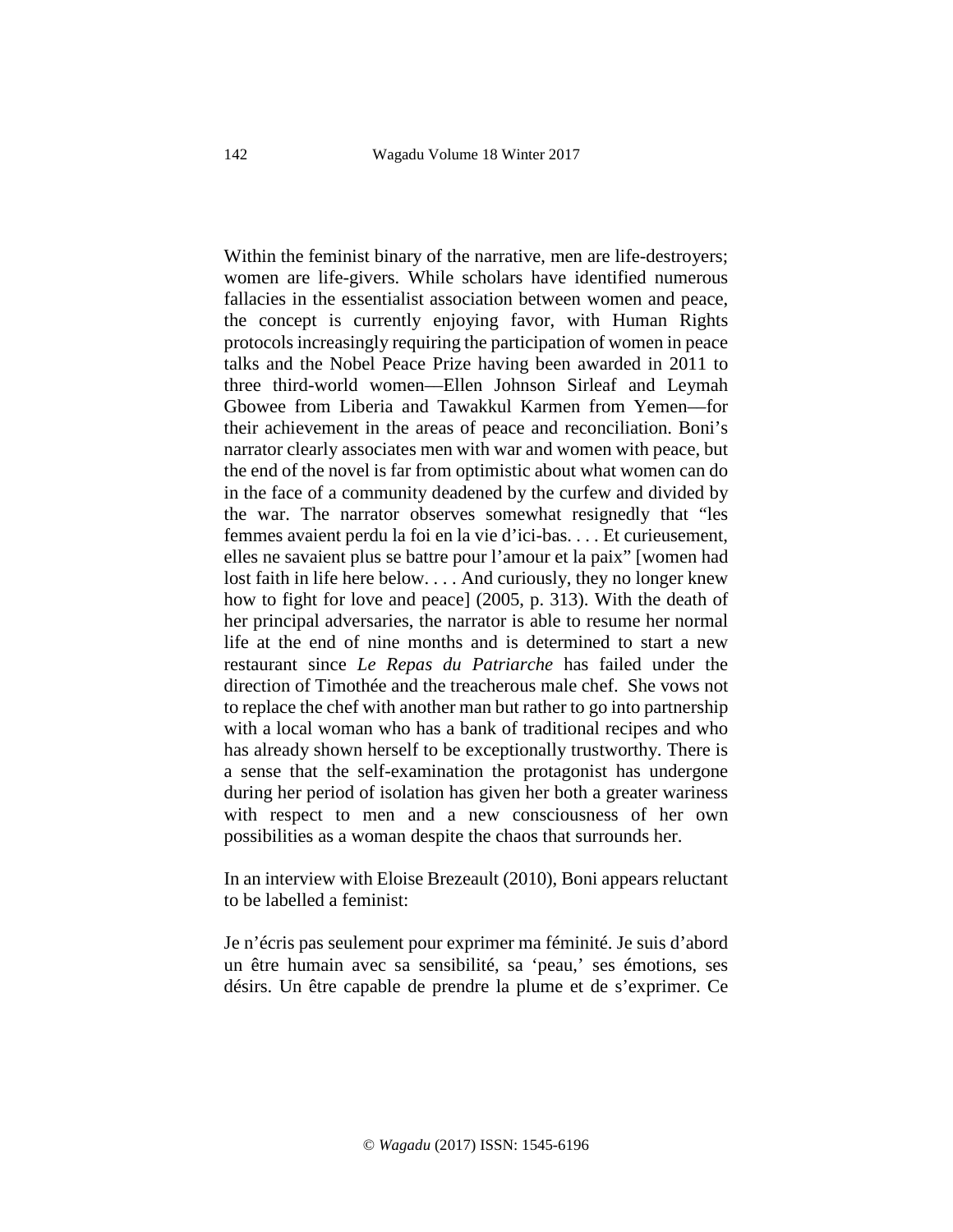Within the feminist binary of the narrative, men are life-destroyers; women are life-givers. While scholars have identified numerous fallacies in the essentialist association between women and peace, the concept is currently enjoying favor, with Human Rights protocols increasingly requiring the participation of women in peace talks and the Nobel Peace Prize having been awarded in 2011 to three third-world women—Ellen Johnson Sirleaf and Leymah Gbowee from Liberia and Tawakkul Karmen from Yemen—for their achievement in the areas of peace and reconciliation. Boni's narrator clearly associates men with war and women with peace, but the end of the novel is far from optimistic about what women can do in the face of a community deadened by the curfew and divided by the war. The narrator observes somewhat resignedly that "les femmes avaient perdu la foi en la vie d'ici-bas. . . . Et curieusement, elles ne savaient plus se battre pour l'amour et la paix" [women had lost faith in life here below. . . . And curiously, they no longer knew how to fight for love and peace] (2005, p. 313). With the death of her principal adversaries, the narrator is able to resume her normal life at the end of nine months and is determined to start a new restaurant since *Le Repas du Patriarche* has failed under the direction of Timothée and the treacherous male chef. She vows not to replace the chef with another man but rather to go into partnership with a local woman who has a bank of traditional recipes and who has already shown herself to be exceptionally trustworthy. There is a sense that the self-examination the protagonist has undergone during her period of isolation has given her both a greater wariness with respect to men and a new consciousness of her own possibilities as a woman despite the chaos that surrounds her.

In an interview with Eloise Brezeault (2010), Boni appears reluctant to be labelled a feminist:

Je n'écris pas seulement pour exprimer ma féminité. Je suis d'abord un être humain avec sa sensibilité, sa 'peau,' ses émotions, ses désirs. Un être capable de prendre la plume et de s'exprimer. Ce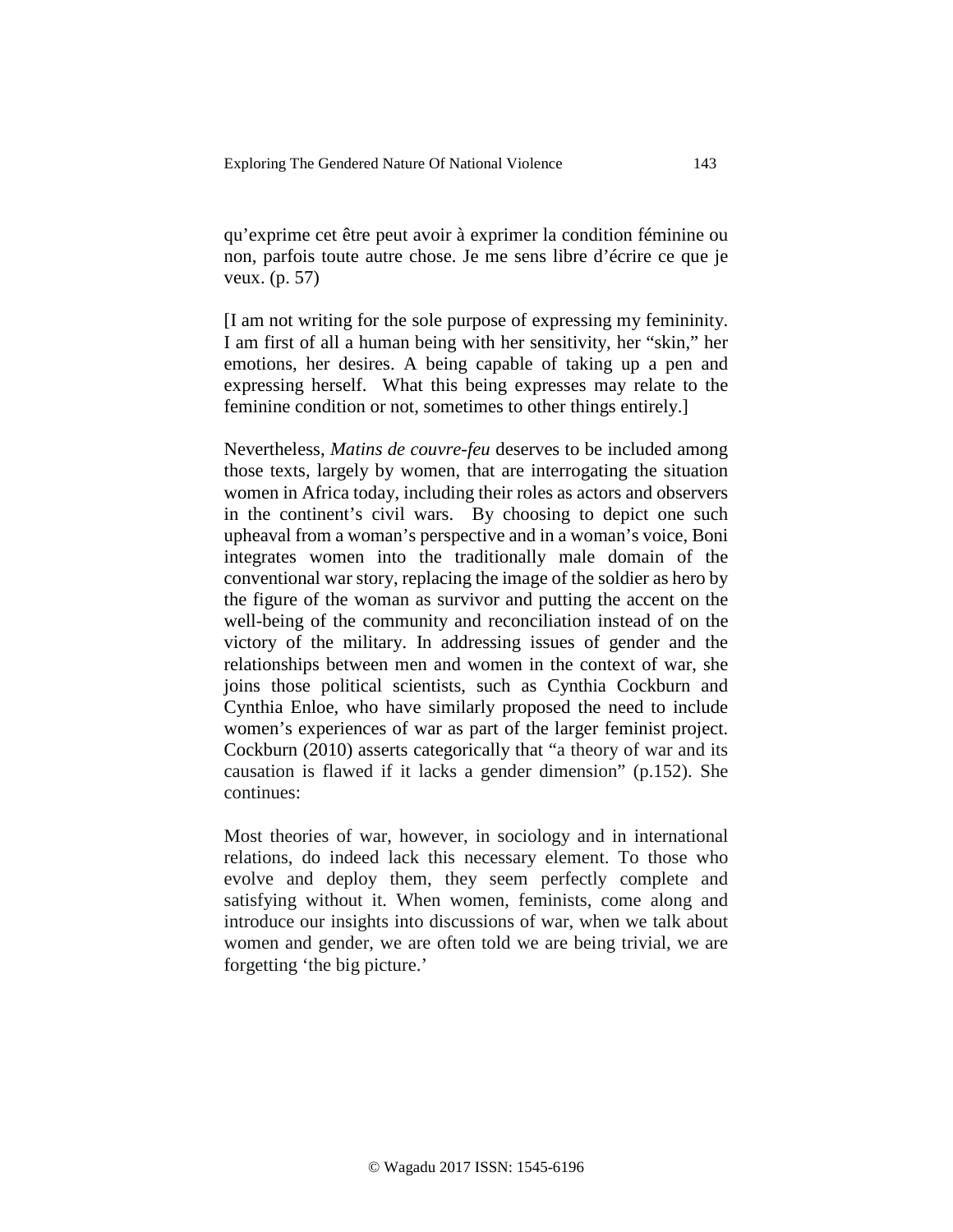qu'exprime cet être peut avoir à exprimer la condition féminine ou non, parfois toute autre chose. Je me sens libre d'écrire ce que je veux. (p. 57)

[I am not writing for the sole purpose of expressing my femininity. I am first of all a human being with her sensitivity, her "skin," her emotions, her desires. A being capable of taking up a pen and expressing herself. What this being expresses may relate to the feminine condition or not, sometimes to other things entirely.]

Nevertheless, *Matins de couvre-feu* deserves to be included among those texts, largely by women, that are interrogating the situation women in Africa today, including their roles as actors and observers in the continent's civil wars. By choosing to depict one such upheaval from a woman's perspective and in a woman's voice, Boni integrates women into the traditionally male domain of the conventional war story, replacing the image of the soldier as hero by the figure of the woman as survivor and putting the accent on the well-being of the community and reconciliation instead of on the victory of the military. In addressing issues of gender and the relationships between men and women in the context of war, she joins those political scientists, such as Cynthia Cockburn and Cynthia Enloe, who have similarly proposed the need to include women's experiences of war as part of the larger feminist project. Cockburn (2010) asserts categorically that "a theory of war and its causation is flawed if it lacks a gender dimension" (p.152). She continues:

Most theories of war, however, in sociology and in international relations, do indeed lack this necessary element. To those who evolve and deploy them, they seem perfectly complete and satisfying without it. When women, feminists, come along and introduce our insights into discussions of war, when we talk about women and gender, we are often told we are being trivial, we are forgetting 'the big picture.'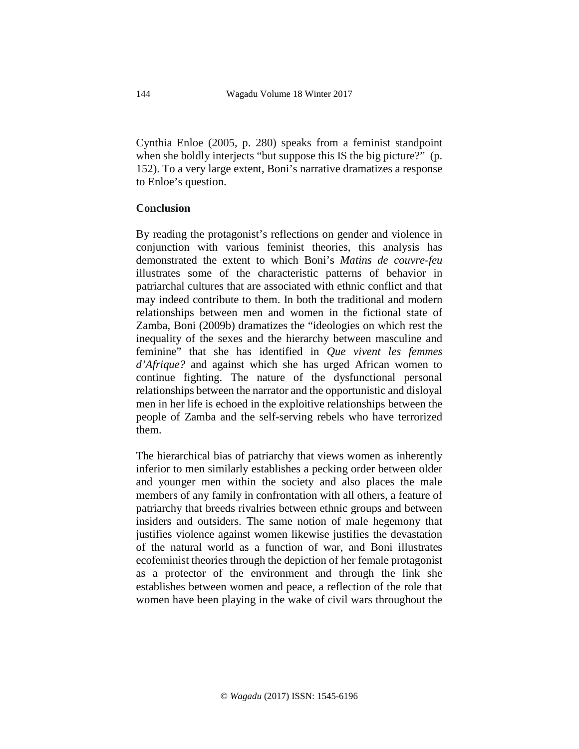Cynthia Enloe (2005, p. 280) speaks from a feminist standpoint when she boldly interjects "but suppose this IS the big picture?" (p. 152). To a very large extent, Boni's narrative dramatizes a response to Enloe's question.

## Conclusion

By reading the protagonist's reflections on gender and violence in conjunction with various feminist theories, this analysis has demonstrated the extent to which Boni's *Matins de couvre-feu* illustrates some of the characteristic patterns of behavior in patriarchal cultures that are associated with ethnic conflict and that may indeed contribute to them. In both the traditional and modern relationships between men and women in the fictional state of Zamba, Boni (2009b) dramatizes the "ideologies on which rest the inequality of the sexes and the hierarchy between masculine and feminine" that she has identified in *Que vivent les femmes d'Afrique?* and against which she has urged African women to continue fighting. The nature of the dysfunctional personal relationships between the narrator and the opportunistic and disloyal men in her life is echoed in the exploitive relationships between the people of Zamba and the self-serving rebels who have terrorized them.

The hierarchical bias of patriarchy that views women as inherently inferior to men similarly establishes a pecking order between older and younger men within the society and also places the male members of any family in confrontation with all others, a feature of patriarchy that breeds rivalries between ethnic groups and between insiders and outsiders. The same notion of male hegemony that justifies violence against women likewise justifies the devastation of the natural world as a function of war, and Boni illustrates ecofeminist theories through the depiction of her female protagonist as a protector of the environment and through the link she establishes between women and peace, a reflection of the role that women have been playing in the wake of civil wars throughout the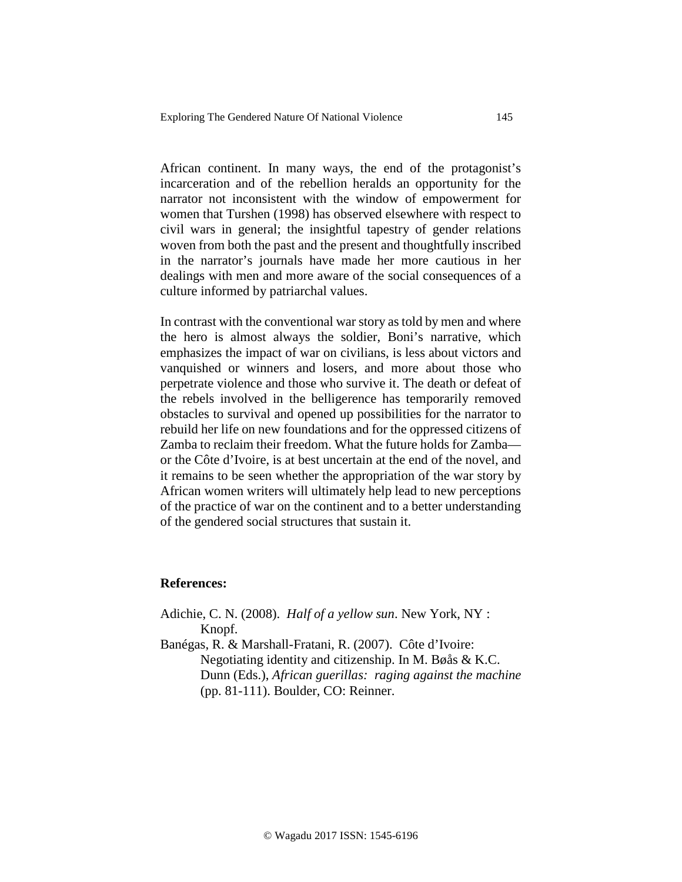African continent. In many ways, the end of the protagonist's incarceration and of the rebellion heralds an opportunity for the narrator not inconsistent with the window of empowerment for women that Turshen (1998) has observed elsewhere with respect to civil wars in general; the insightful tapestry of gender relations woven from both the past and the present and thoughtfully inscribed in the narrator's journals have made her more cautious in her dealings with men and more aware of the social consequences of a culture informed by patriarchal values.

In contrast with the conventional war story as told by men and where the hero is almost always the soldier, Boni's narrative, which emphasizes the impact of war on civilians, is less about victors and vanquished or winners and losers, and more about those who perpetrate violence and those who survive it. The death or defeat of the rebels involved in the belligerence has temporarily removed obstacles to survival and opened up possibilities for the narrator to rebuild her life on new foundations and for the oppressed citizens of Zamba to reclaim their freedom. What the future holds for Zamba—or the Côte d'Ivoire, is at best uncertain at the end of the novel, and it remains to be seen whether the appropriation of the war story by African women writers will ultimately help lead to new perceptions of the practice of war on the continent and to a better understanding of the gendered social structures that sustain it.

## References:

Adichie, C. N. (2008). *Half of a yellow sun*. New York, NY : Knopf.

Banégas, R. & Marshall-Fratani, R. (2007). Côte d'Ivoire: Negotiating identity and citizenship. In M. Bøås & K.C. Dunn (Eds.), *African guerillas: raging against the machine* (pp. 81-111). Boulder, CO: Reinner.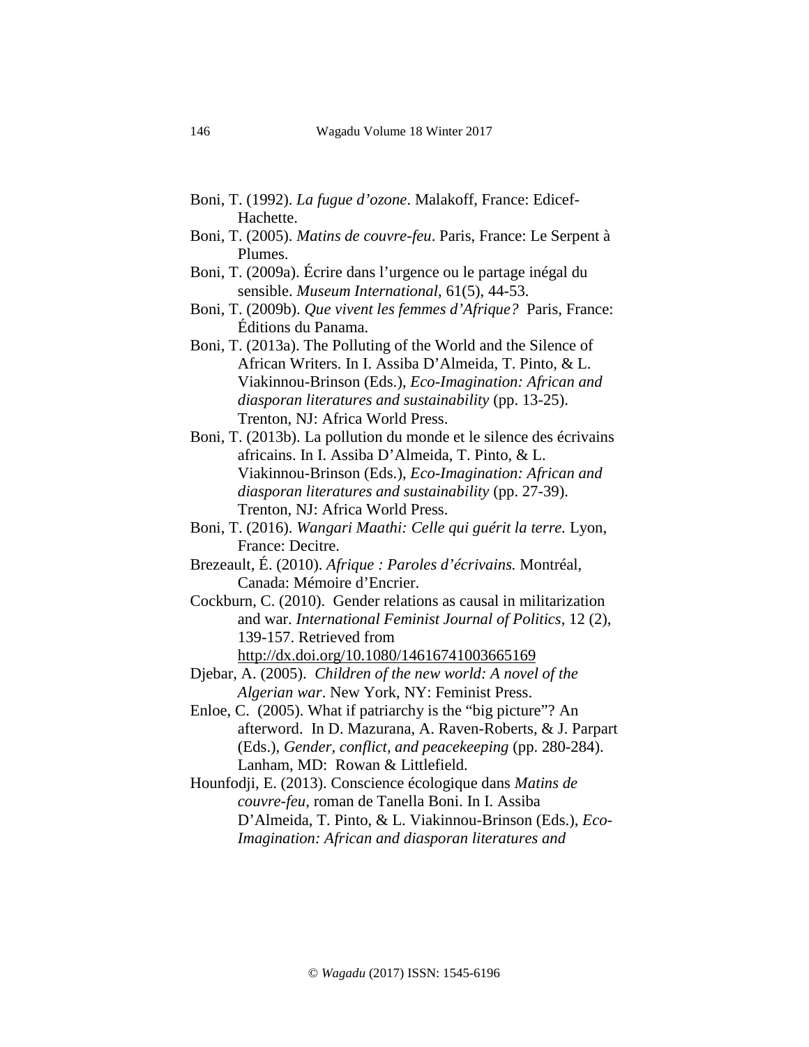Boni, T. (1992). *La fugue d'ozone*. Malakoff, France: Edicef-Hachette.

Boni, T. (2005). *Matins de couvre-feu*. Paris, France: Le Serpent à Plumes.

Boni, T. (2009a). Écrire dans l'urgence ou le partage inégal du sensible. *Museum International*, 61(5), 44-53.

Boni, T. (2009b). *Que vivent les femmes d'Afrique?* Paris, France: Éditions du Panama.

Boni, T. (2013a). The Polluting of the World and the Silence of African Writers. In I. Assiba D'Almeida, T. Pinto, & L. Viakinnou-Brinson (Eds.), *Eco-Imagination: African and diasporan literatures and sustainability* (pp. 13-25). Trenton, NJ: Africa World Press.

Boni, T. (2013b). La pollution du monde et le silence des écrivains africains. In I. Assiba D'Almeida, T. Pinto, & L. Viakinnou-Brinson (Eds.), *Eco-Imagination: African and diasporan literatures and sustainability* (pp. 27-39). Trenton, NJ: Africa World Press.

Boni, T. (2016). *Wangari Maathi: Celle qui guérit la terre.* Lyon, France: Decitre.

Brezeault, É. (2010). *Afrique : Paroles d'écrivains.* Montréal, Canada: Mémoire d'Encrier.

Cockburn, C. (2010). Gender relations as causal in militarization and war. *International Feminist Journal of Politics*, 12 (2), 139-157. Retrieved from http://dx.doi.org/10.1080/14616741003665169

Djebar, A. (2005). *Children of the new world: A novel of the Algerian war*. New York, NY: Feminist Press.

Enloe, C. (2005). What if patriarchy is the "big picture"? An afterword. In D. Mazurana, A. Raven-Roberts, & J. Parpart (Eds.), *Gender, conflict, and peacekeeping* (pp. 280-284). Lanham, MD: Rowan & Littlefield.

Hounfodji, E. (2013). Conscience écologique dans *Matins de couvre-feu*, roman de Tanella Boni. In I. Assiba D'Almeida, T. Pinto, & L. Viakinnou-Brinson (Eds.), *Eco-Imagination: African and diasporan literatures and*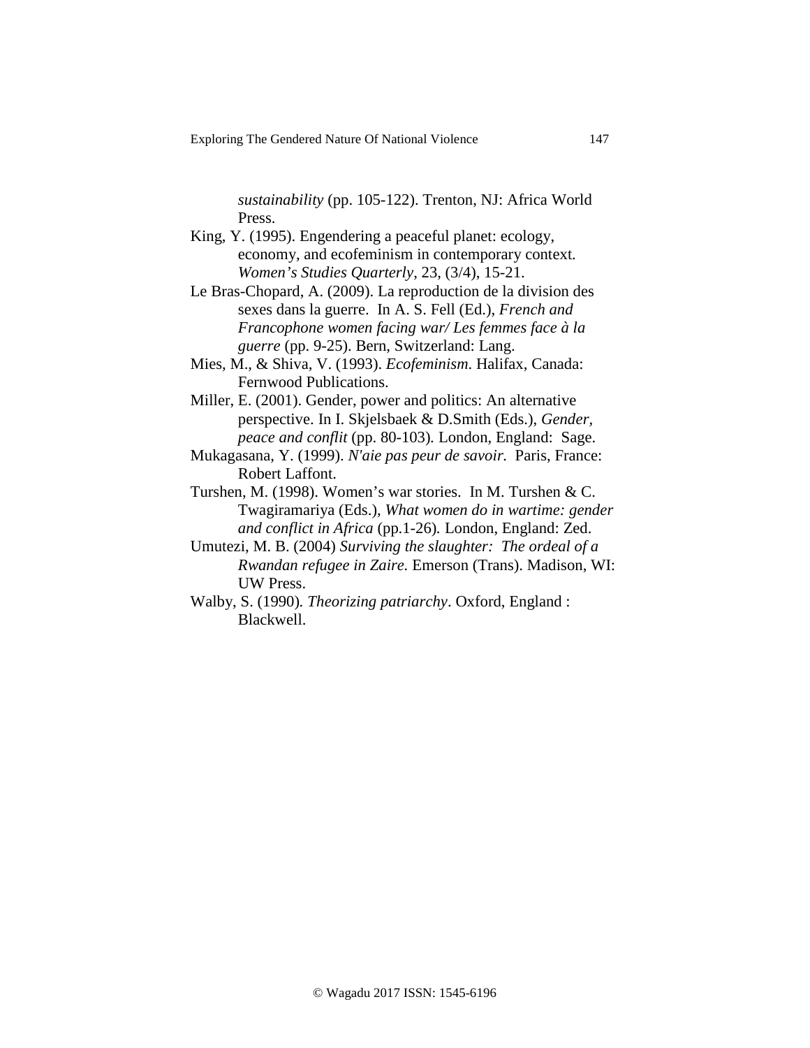*sustainability* (pp. 105-122). Trenton, NJ: Africa World Press.

King, Y. (1995). Engendering a peaceful planet: ecology, economy, and ecofeminism in contemporary context. *Women's Studies Quarterly*, 23, (3/4), 15-21.

Le Bras-Chopard, A. (2009). La reproduction de la division des sexes dans la guerre. In A. S. Fell (Ed.), *French and Francophone women facing war/ Les femmes face à la guerre* (pp. 9-25). Bern, Switzerland: Lang.

Mies, M., & Shiva, V. (1993). *Ecofeminism*. Halifax, Canada: Fernwood Publications.

Miller, E. (2001). Gender, power and politics: An alternative perspective. In I. Skjelsbaek & D.Smith (Eds.), *Gender, peace and conflit* (pp. 80-103). London, England: Sage.

Mukagasana, Y. (1999). *N'aie pas peur de savoir.* Paris, France: Robert Laffont.

Turshen, M. (1998). Women's war stories. In M. Turshen & C. Twagiramariya (Eds.), *What women do in wartime: gender and conflict in Africa* (pp.1-26). London, England: Zed.

Umutezi, M. B. (2004) *Surviving the slaughter: The ordeal of a Rwandan refugee in Zaire.* Emerson (Trans). Madison, WI: UW Press.

Walby, S. (1990). *Theorizing patriarchy*. Oxford, England : Blackwell.